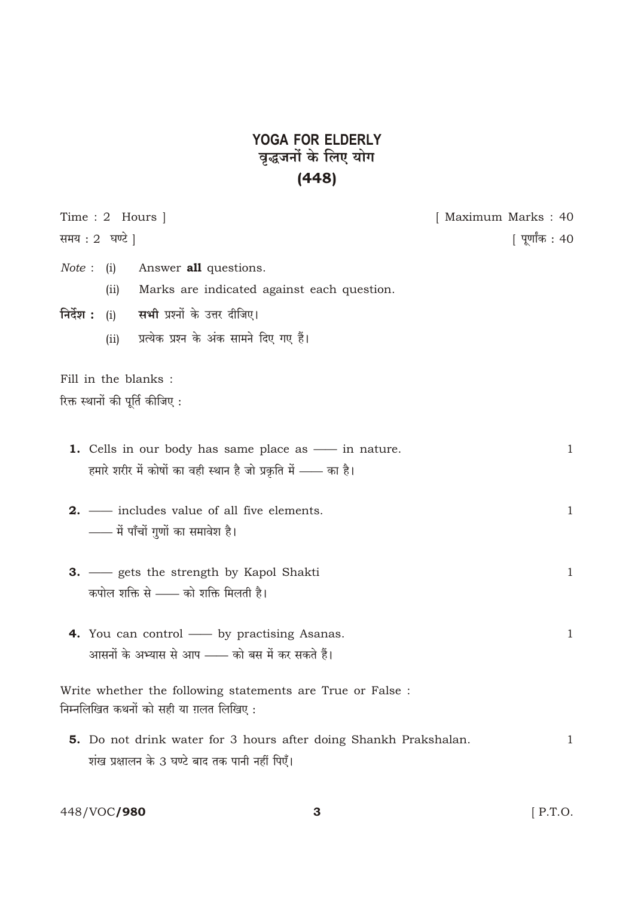# YOGA FOR ELDERLY
# वृद्धजनों के लिए योग
# (448)

Time : 2 Hours ] [ Maximum Marks : 40

समय : 2 घण्टे ] [ पूर्णांक : 40

*Note* : (i) Answer **all** questions.

(ii) Marks are indicated against each question.

**निर्देश :** (i) **सभी** प्रश्नों के उत्तर दीजिए।

(ii) प्रत्येक प्रश्न के अंक सामने दिए गए हैं।

Fill in the blanks :

रिक्त स्थानों की पूर्ति कीजिए :

**1.** Cells in our body has same place as —— in nature. 1

हमारे शरीर में कोषों का वही स्थान है जो प्रकृति में —— का है।

**2.** —— includes value of all five elements. 1

—— में पाँचों गुणों का समावेश है।

**3.** —— gets the strength by Kapol Shakti 1

कपोल शक्ति से —— को शक्ति मिलती है।

**4.** You can control —— by practising Asanas. 1

आसनों के अभ्यास से आप —— को बस में कर सकते हैं।

Write whether the following statements are True or False :

निम्नलिखित कथनों को सही या ग़लत लिखिए :

**5.** Do not drink water for 3 hours after doing Shankh Prakshalan. 1

शंख प्रक्षालन के 3 घण्टे बाद तक पानी नहीं पिएँ।

448/VOC/**980**

[ P.T.O.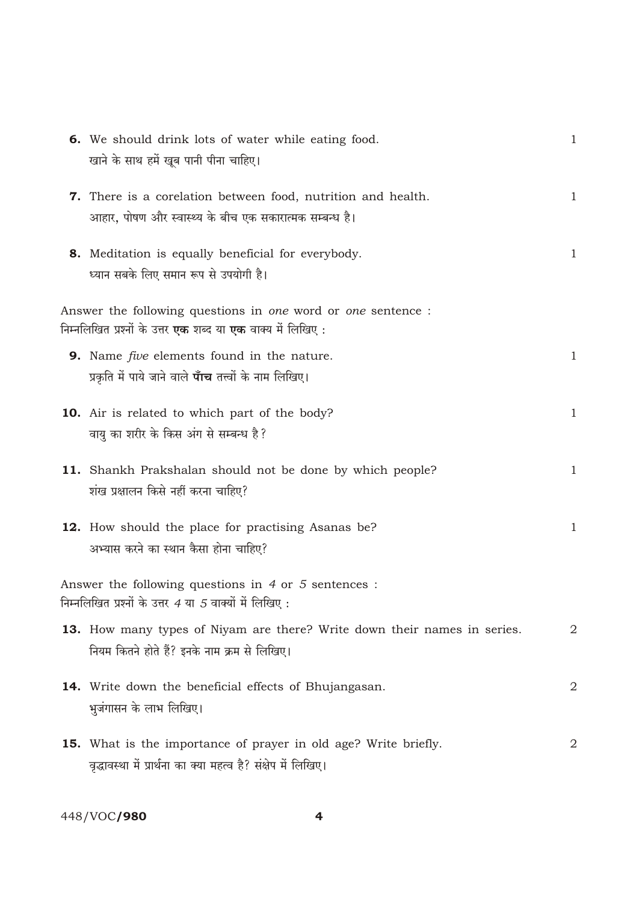**6.** We should drink lots of water while eating food. 1
खाने के साथ हमें खूब पानी पीना चाहिए।

**7.** There is a corelation between food, nutrition and health. 1
आहार, पोषण और स्वास्थ्य के बीच एक सकारात्मक सम्बन्ध है।

**8.** Meditation is equally beneficial for everybody. 1
ध्यान सबके लिए समान रूप से उपयोगी है।

Answer the following questions in *one* word or *one* sentence :
निम्नलिखित प्रश्नों के उत्तर **एक** शब्द या **एक** वाक्य में लिखिए :

**9.** Name *five* elements found in the nature. 1
प्रकृति में पाये जाने वाले **पाँच** तत्त्वों के नाम लिखिए।

**10.** Air is related to which part of the body? 1
वायु का शरीर के किस अंग से सम्बन्ध है?

**11.** Shankh Prakshalan should not be done by which people? 1
शंख प्रक्षालन किसे नहीं करना चाहिए?

**12.** How should the place for practising Asanas be? 1
अभ्यास करने का स्थान कैसा होना चाहिए?

Answer the following questions in *4* or *5* sentences :
निम्नलिखित प्रश्नों के उत्तर *4* या *5* वाक्यों में लिखिए :

**13.** How many types of Niyam are there? Write down their names in series. 2
नियम कितने होते हैं? इनके नाम क्रम से लिखिए।

**14.** Write down the beneficial effects of Bhujangasan. 2
भुजंगासन के लाभ लिखिए।

**15.** What is the importance of prayer in old age? Write briefly. 2
वृद्धावस्था में प्रार्थना का क्या महत्व है? संक्षेप में लिखिए।

448/VOC/**980**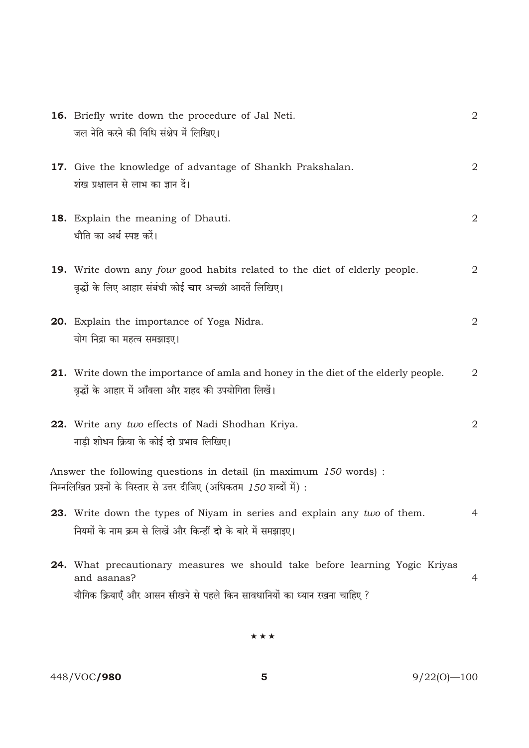**16.** Briefly write down the procedure of Jal Neti. 2

जल नेति करने की विधि संक्षेप में लिखिए।

**17.** Give the knowledge of advantage of Shankh Prakshalan. 2

शंख प्रक्षालन से लाभ का ज्ञान दें।

**18.** Explain the meaning of Dhauti. 2

धौति का अर्थ स्पष्ट करें।

**19.** Write down any *four* good habits related to the diet of elderly people. 2

वृद्धों के लिए आहार संबंधी कोई **चार** अच्छी आदतें लिखिए।

**20.** Explain the importance of Yoga Nidra. 2

योग निद्रा का महत्व समझाइए।

**21.** Write down the importance of amla and honey in the diet of the elderly people. 2

वृद्धों के आहार में आँवला और शहद की उपयोगिता लिखें।

**22.** Write any *two* effects of Nadi Shodhan Kriya. 2

नाड़ी शोधन क्रिया के कोई **दो** प्रभाव लिखिए।

Answer the following questions in detail (in maximum *150* words) :

निम्नलिखित प्रश्नों के विस्तार से उत्तर दीजिए (अधिकतम *150* शब्दों में) :

**23.** Write down the types of Niyam in series and explain any *two* of them. 4

नियमों के नाम क्रम से लिखें और किन्हीं **दो** के बारे में समझाइए।

**24.** What precautionary measures we should take before learning Yogic Kriyas and asanas? 4

यौगिक क्रियाएँ और आसन सीखने से पहले किन सावधानियों का ध्यान रखना चाहिए ?

★ ★ ★